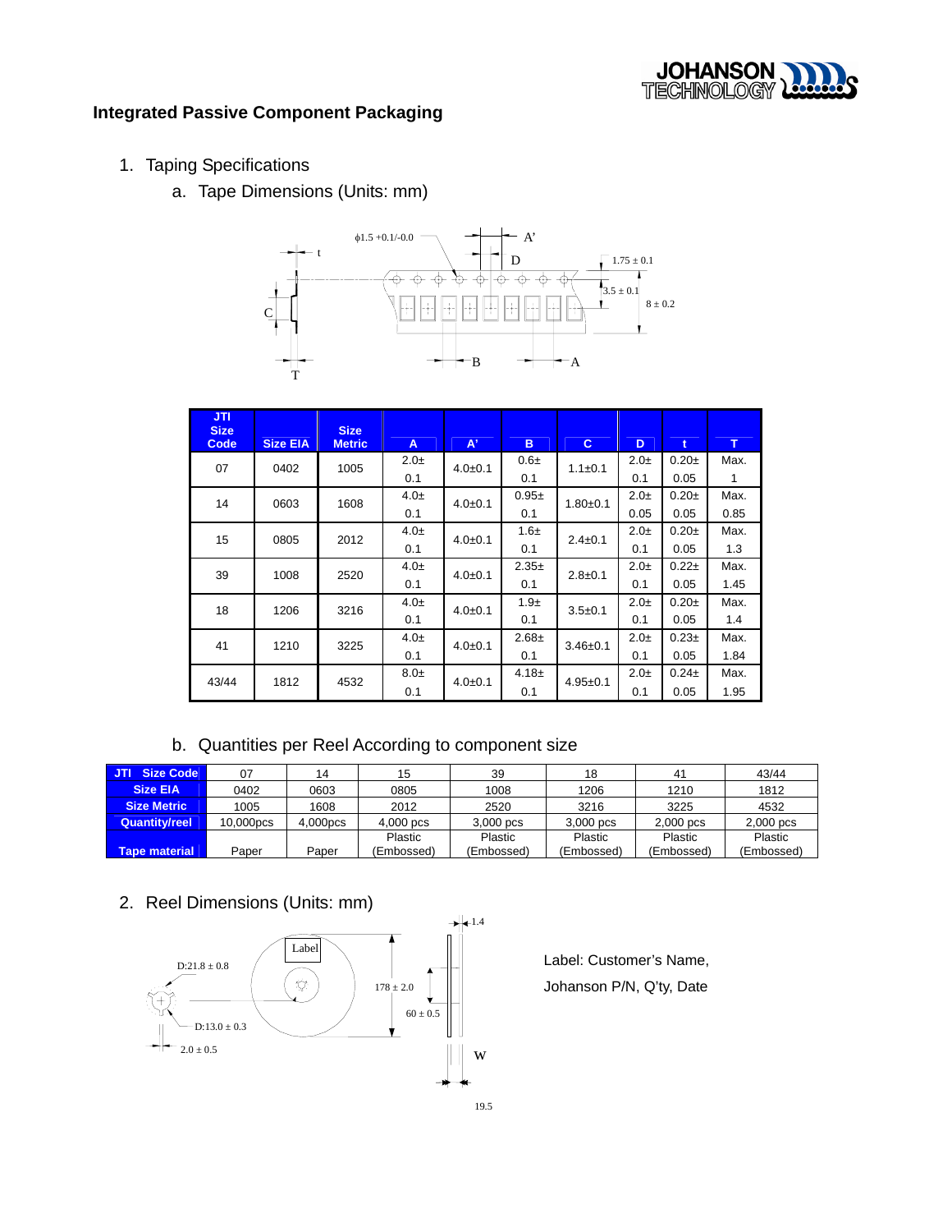## Integrated Passive Component Packaging

1. Taping Specifications

   a. Tape Dimensions (Units: mm)

| JTI Size Code | Size EIA | Size Metric | A | A' | B | C | D | t | T |
|---|---|---|---|---|---|---|---|---|---|
| 07 | 0402 | 1005 | 2.0±0.1 | 4.0±0.1 | 0.6±0.1 | 1.1±0.1 | 2.0±0.1 | 0.20±0.05 | Max. 1 |
| 14 | 0603 | 1608 | 4.0±0.1 | 4.0±0.1 | 0.95±0.1 | 1.80±0.1 | 2.0±0.05 | 0.20±0.05 | Max. 0.85 |
| 15 | 0805 | 2012 | 4.0±0.1 | 4.0±0.1 | 1.6±0.1 | 2.4±0.1 | 2.0±0.1 | 0.20±0.05 | Max. 1.3 |
| 39 | 1008 | 2520 | 4.0±0.1 | 4.0±0.1 | 2.35±0.1 | 2.8±0.1 | 2.0±0.1 | 0.22±0.05 | Max. 1.45 |
| 18 | 1206 | 3216 | 4.0±0.1 | 4.0±0.1 | 1.9±0.1 | 3.5±0.1 | 2.0±0.1 | 0.20±0.05 | Max. 1.4 |
| 41 | 1210 | 3225 | 4.0±0.1 | 4.0±0.1 | 2.68±0.1 | 3.46±0.1 | 2.0±0.1 | 0.23±0.05 | Max. 1.84 |
| 43/44 | 1812 | 4532 | 8.0±0.1 | 4.0±0.1 | 4.18±0.1 | 4.95±0.1 | 2.0±0.1 | 0.24±0.05 | Max. 1.95 |

   b. Quantities per Reel According to component size

| JTI Size Code | 07 | 14 | 15 | 39 | 18 | 41 | 43/44 |
|---|---|---|---|---|---|---|---|
| Size EIA | 0402 | 0603 | 0805 | 1008 | 1206 | 1210 | 1812 |
| Size Metric | 1005 | 1608 | 2012 | 2520 | 3216 | 3225 | 4532 |
| Quantity/reel | 10,000pcs | 4,000pcs | 4,000 pcs | 3,000 pcs | 3,000 pcs | 2,000 pcs | 2,000 pcs |
| Tape material | Paper | Paper | Plastic (Embossed) | Plastic (Embossed) | Plastic (Embossed) | Plastic (Embossed) | Plastic (Embossed) |

2. Reel Dimensions (Units: mm)

Label: Customer's Name, Johanson P/N, Q'ty, Date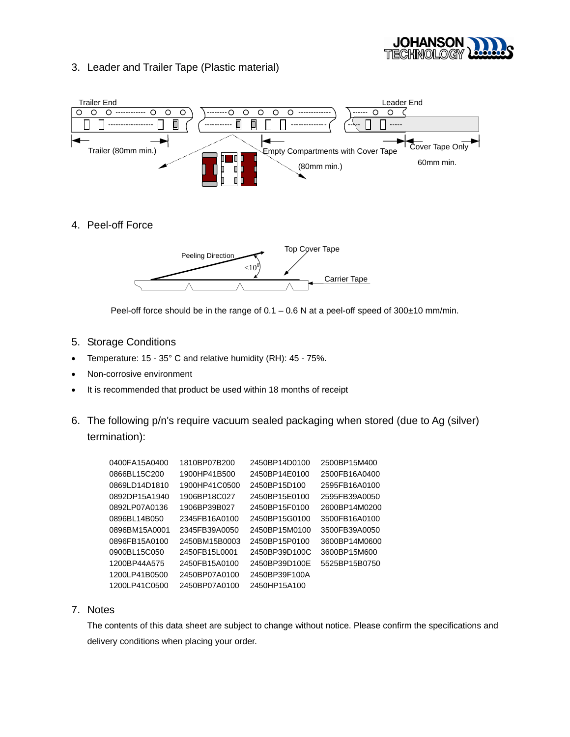## 3. Leader and Trailer Tape (Plastic material)

Trailer End

Leader End

Trailer (80mm min.)

Empty Compartments with Cover Tape

(80mm min.)

Cover Tape Only

60mm min.

## 4. Peel-off Force

Peeling Direction

Top Cover Tape

$<10^0$

Carrier Tape

Peel-off force should be in the range of 0.1 – 0.6 N at a peel-off speed of 300±10 mm/min.

## 5. Storage Conditions

- Temperature: 15 - 35° C and relative humidity (RH): 45 - 75%.
- Non-corrosive environment
- It is recommended that product be used within 18 months of receipt

## 6. The following p/n's require vacuum sealed packaging when stored (due to Ag (silver) termination):

| | | | |
|---|---|---|---|
| 0400FA15A0400 | 1810BP07B200 | 2450BP14D0100 | 2500BP15M400 |
| 0866BL15C200 | 1900HP41B500 | 2450BP14E0100 | 2500FB16A0400 |
| 0869LD14D1810 | 1900HP41C0500 | 2450BP15D100 | 2595FB16A0100 |
| 0892DP15A1940 | 1906BP18C027 | 2450BP15E0100 | 2595FB39A0050 |
| 0892LP07A0136 | 1906BP39B027 | 2450BP15F0100 | 2600BP14M0200 |
| 0896BL14B050 | 2345FB16A0100 | 2450BP15G0100 | 3500FB16A0100 |
| 0896BM15A0001 | 2345FB39A0050 | 2450BP15M0100 | 3500FB39A0050 |
| 0896FB15A0100 | 2450BM15B0003 | 2450BP15P0100 | 3600BP14M0600 |
| 0900BL15C050 | 2450FB15L0001 | 2450BP39D100C | 3600BP15M600 |
| 1200BP44A575 | 2450FB15A0100 | 2450BP39D100E | 5525BP15B0750 |
| 1200LP41B0500 | 2450BP07A0100 | 2450BP39F100A | |
| 1200LP41C0500 | 2450BP07A0100 | 2450HP15A100 | |

## 7. Notes

The contents of this data sheet are subject to change without notice. Please confirm the specifications and delivery conditions when placing your order.